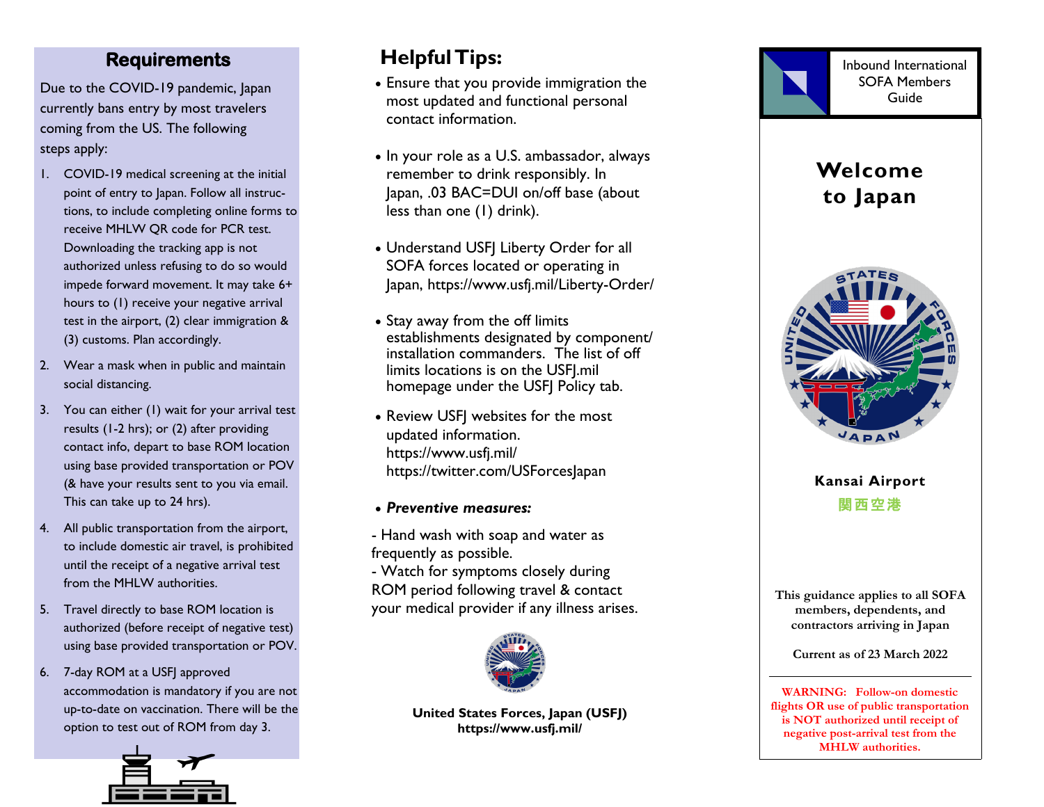## Requirements

Due to the COVID-19 pandemic, Japan currently bans entry by most travelers coming from the US. The following steps apply:

1. COVID-19 medical screening at the initial point of entry to Japan. Follow all instructions, to include completing online forms to receive MHLW QR code for PCR test. Downloading the tracking app is not authorized unless refusing to do so would impede forward movement. It may take 6+ hours to (1) receive your negative arrival test in the airport, (2) clear immigration & (3) customs. Plan accordingly.
2. Wear a mask when in public and maintain social distancing.
3. You can either (1) wait for your arrival test results (1-2 hrs); or (2) after providing contact info, depart to base ROM location using base provided transportation or POV (& have your results sent to you via email. This can take up to 24 hrs).
4. All public transportation from the airport, to include domestic air travel, is prohibited until the receipt of a negative arrival test from the MHLW authorities.
5. Travel directly to base ROM location is authorized (before receipt of negative test) using base provided transportation or POV.
6. 7-day ROM at a USFJ approved accommodation is mandatory if you are not up-to-date on vaccination. There will be the option to test out of ROM from day 3.

## Helpful Tips:

- Ensure that you provide immigration the most updated and functional personal contact information.
- In your role as a U.S. ambassador, always remember to drink responsibly. In Japan, .03 BAC=DUI on/off base (about less than one (1) drink).
- Understand USFJ Liberty Order for all SOFA forces located or operating in Japan, https://www.usfj.mil/Liberty-Order/
- Stay away from the off limits establishments designated by component/ installation commanders. The list of off limits locations is on the USFJ.mil homepage under the USFJ Policy tab.
- Review USFJ websites for the most updated information. https://www.usfj.mil/ https://twitter.com/USForcesJapan
- ***Preventive measures:***

- Hand wash with soap and water as frequently as possible.
- Watch for symptoms closely during ROM period following travel & contact your medical provider if any illness arises.

**United States Forces, Japan (USFJ)**
**https://www.usfj.mil/**

Inbound International SOFA Members Guide

# Welcome to Japan

**Kansai Airport**
**関西空港**

This guidance applies to all SOFA members, dependents, and contractors arriving in Japan

Current as of 23 March 2022

**WARNING: Follow-on domestic flights OR use of public transportation is NOT authorized until receipt of negative post-arrival test from the MHLW authorities.**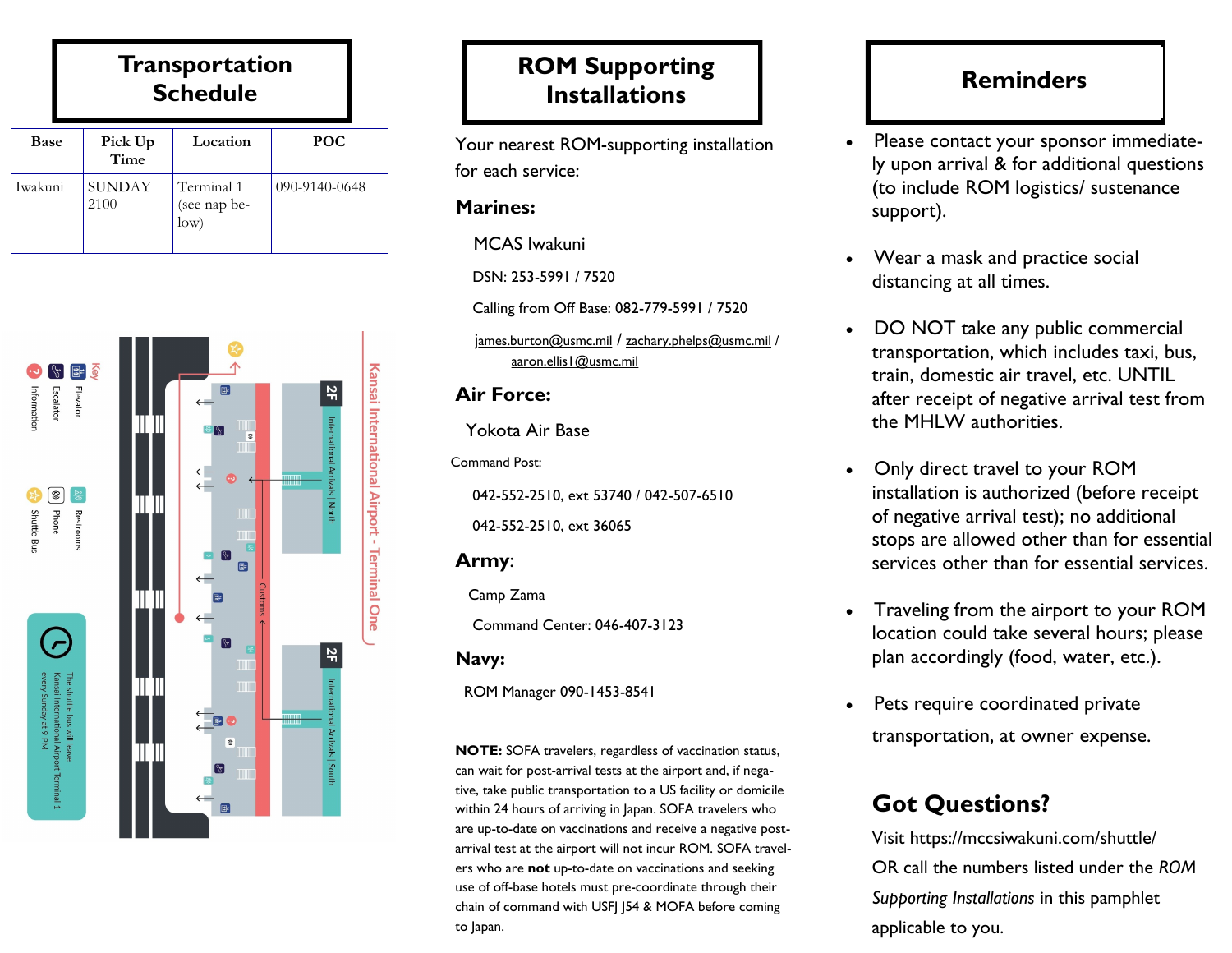## Transportation Schedule

| Base | Pick Up Time | Location | POC |
|---|---|---|---|
| Iwakuni | SUNDAY 2100 | Terminal 1 (see nap below) | 090-9140-0648 |

Key
Elevator
Escalator
Information
Restrooms
Phone
Shuttle Bus

Kansai International Airport - Terminal One

2F International Arrivals | North

Customs

2F International Arrivals | South

The shuttle bus will leave Kansai International Airport Terminal 1 every Sunday at 9 PM

## ROM Supporting Installations

Your nearest ROM-supporting installation for each service:

**Marines:**

MCAS Iwakuni

DSN: 253-5991 / 7520

Calling from Off Base: 082-779-5991 / 7520

james.burton@usmc.mil / zachary.phelps@usmc.mil / aaron.ellis1@usmc.mil

**Air Force:**

Yokota Air Base

Command Post:

042-552-2510, ext 53740 / 042-507-6510

042-552-2510, ext 36065

**Army**:

Camp Zama

Command Center: 046-407-3123

**Navy:**

ROM Manager 090-1453-8541

**NOTE:** SOFA travelers, regardless of vaccination status, can wait for post-arrival tests at the airport and, if negative, take public transportation to a US facility or domicile within 24 hours of arriving in Japan. SOFA travelers who are up-to-date on vaccinations and receive a negative post-arrival test at the airport will not incur ROM. SOFA travelers who are **not** up-to-date on vaccinations and seeking use of off-base hotels must pre-coordinate through their chain of command with USFJ J54 & MOFA before coming to Japan.

## Reminders

- Please contact your sponsor immediately upon arrival & for additional questions (to include ROM logistics/ sustenance support).
- Wear a mask and practice social distancing at all times.
- DO NOT take any public commercial transportation, which includes taxi, bus, train, domestic air travel, etc. UNTIL after receipt of negative arrival test from the MHLW authorities.
- Only direct travel to your ROM installation is authorized (before receipt of negative arrival test); no additional stops are allowed other than for essential services other than for essential services.
- Traveling from the airport to your ROM location could take several hours; please plan accordingly (food, water, etc.).
- Pets require coordinated private transportation, at owner expense.

## Got Questions?

Visit https://mccsiwakuni.com/shuttle/

OR call the numbers listed under the *ROM Supporting Installations* in this pamphlet applicable to you.